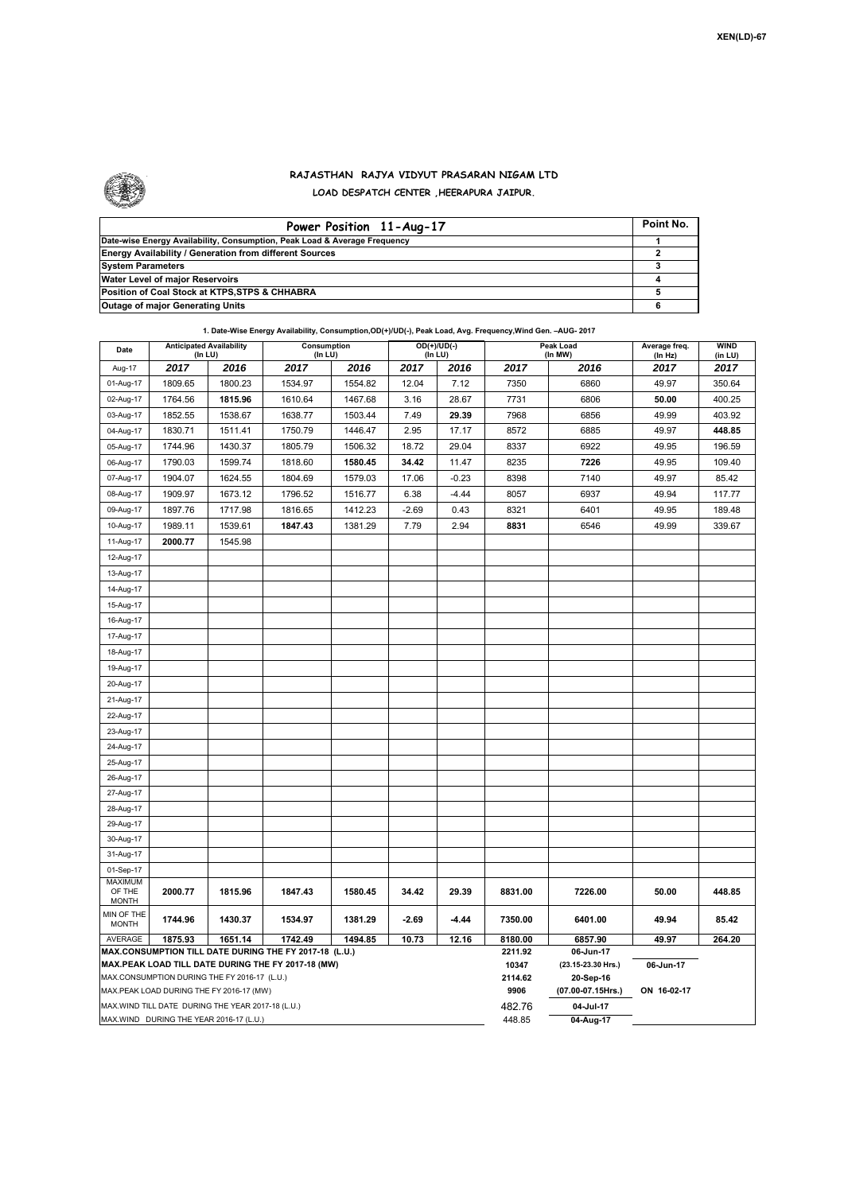XEN(LD)-67

# RAJASTHAN RAJYA VIDYUT PRASARAN NIGAM LTD

## LOAD DESPATCH CENTER ,HEERAPURA JAIPUR.

| Power Position 11-Aug-17 | Point No. |
|---|---|
| Date-wise Energy Availability, Consumption, Peak Load & Average Frequency | 1 |
| Energy Availability / Generation from different Sources | 2 |
| System Parameters | 3 |
| Water Level of major Reservoirs | 4 |
| Position of Coal Stock at KTPS,STPS & CHHABRA | 5 |
| Outage of major Generating Units | 6 |

**1. Date-Wise Energy Availability, Consumption,OD(+)/UD(-), Peak Load, Avg. Frequency,Wind Gen. –AUG- 2017**

| Date | Anticipated Availability (In LU) | | Consumption (In LU) | | OD(+)/UD(-) (In LU) | | Peak Load (In MW) | | Average freq. (In Hz) | WIND (in LU) |
|---|---|---|---|---|---|---|---|---|---|---|
| Aug-17 | 2017 | 2016 | 2017 | 2016 | 2017 | 2016 | 2017 | 2016 | 2017 | 2017 |
| 01-Aug-17 | 1809.65 | 1800.23 | 1534.97 | 1554.82 | 12.04 | 7.12 | 7350 | 6860 | 49.97 | 350.64 |
| 02-Aug-17 | 1764.56 | **1815.96** | 1610.64 | 1467.68 | 3.16 | 28.67 | 7731 | 6806 | **50.00** | 400.25 |
| 03-Aug-17 | 1852.55 | 1538.67 | 1638.77 | 1503.44 | 7.49 | **29.39** | 7968 | 6856 | 49.99 | 403.92 |
| 04-Aug-17 | 1830.71 | 1511.41 | 1750.79 | 1446.47 | 2.95 | 17.17 | 8572 | 6885 | 49.97 | **448.85** |
| 05-Aug-17 | 1744.96 | 1430.37 | 1805.79 | 1506.32 | 18.72 | 29.04 | 8337 | 6922 | 49.95 | 196.59 |
| 06-Aug-17 | 1790.03 | 1599.74 | 1818.60 | **1580.45** | **34.42** | 11.47 | 8235 | **7226** | 49.95 | 109.40 |
| 07-Aug-17 | 1904.07 | 1624.55 | 1804.69 | 1579.03 | 17.06 | -0.23 | 8398 | 7140 | 49.97 | 85.42 |
| 08-Aug-17 | 1909.97 | 1673.12 | 1796.52 | 1516.77 | 6.38 | -4.44 | 8057 | 6937 | 49.94 | 117.77 |
| 09-Aug-17 | 1897.76 | 1717.98 | 1816.65 | 1412.23 | -2.69 | 0.43 | 8321 | 6401 | 49.95 | 189.48 |
| 10-Aug-17 | 1989.11 | 1539.61 | **1847.43** | 1381.29 | 7.79 | 2.94 | **8831** | 6546 | 49.99 | 339.67 |
| 11-Aug-17 | **2000.77** | 1545.98 | | | | | | | | |
| 12-Aug-17 | | | | | | | | | | |
| 13-Aug-17 | | | | | | | | | | |
| 14-Aug-17 | | | | | | | | | | |
| 15-Aug-17 | | | | | | | | | | |
| 16-Aug-17 | | | | | | | | | | |
| 17-Aug-17 | | | | | | | | | | |
| 18-Aug-17 | | | | | | | | | | |
| 19-Aug-17 | | | | | | | | | | |
| 20-Aug-17 | | | | | | | | | | |
| 21-Aug-17 | | | | | | | | | | |
| 22-Aug-17 | | | | | | | | | | |
| 23-Aug-17 | | | | | | | | | | |
| 24-Aug-17 | | | | | | | | | | |
| 25-Aug-17 | | | | | | | | | | |
| 26-Aug-17 | | | | | | | | | | |
| 27-Aug-17 | | | | | | | | | | |
| 28-Aug-17 | | | | | | | | | | |
| 29-Aug-17 | | | | | | | | | | |
| 30-Aug-17 | | | | | | | | | | |
| 31-Aug-17 | | | | | | | | | | |
| 01-Sep-17 | | | | | | | | | | |
| MAXIMUM OF THE MONTH | 2000.77 | 1815.96 | 1847.43 | 1580.45 | 34.42 | 29.39 | 8831.00 | 7226.00 | 50.00 | 448.85 |
| MIN OF THE MONTH | 1744.96 | 1430.37 | 1534.97 | 1381.29 | -2.69 | -4.44 | 7350.00 | 6401.00 | 49.94 | 85.42 |
| AVERAGE | 1875.93 | 1651.14 | 1742.49 | 1494.85 | 10.73 | 12.16 | 8180.00 | 6857.90 | 49.97 | 264.20 |
| MAX.CONSUMPTION TILL DATE DURING THE FY 2017-18 (L.U.) | | | | | | | 2211.92 | 06-Jun-17 | | |
| MAX.PEAK LOAD TILL DATE DURING THE FY 2017-18 (MW) | | | | | | | 10347 | (23.15-23.30 Hrs.) | 06-Jun-17 | |
| MAX.CONSUMPTION DURING THE FY 2016-17 (L.U.) | | | | | | | 2114.62 | 20-Sep-16 | | |
| MAX.PEAK LOAD DURING THE FY 2016-17 (MW) | | | | | | | 9906 | (07.00-07.15Hrs.) | ON 16-02-17 | |
| MAX.WIND TILL DATE DURING THE YEAR 2017-18 (L.U.) | | | | | | | 482.76 | 04-Jul-17 | | |
| MAX.WIND DURING THE YEAR 2016-17 (L.U.) | | | | | | | 448.85 | 04-Aug-17 | | |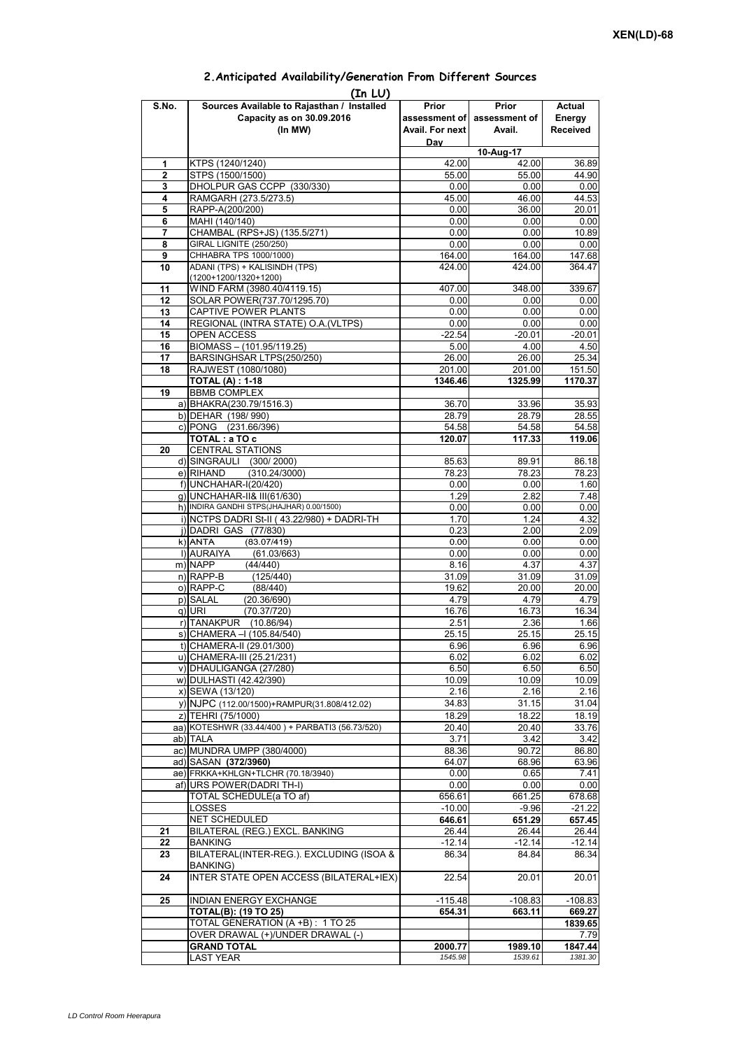XEN(LD)-68

## 2.Anticipated Availability/Generation From Different Sources

(In LU)

| S.No. | Sources Available to Rajasthan / Installed Capacity as on 30.09.2016 (In MW) | Prior assessment of Avail. For next Day | Prior assessment of Avail. | Actual Energy Received |
|---|---|---|---|---|
| | | 10-Aug-17 | | |
| 1 | KTPS (1240/1240) | 42.00 | 42.00 | 36.89 |
| 2 | STPS (1500/1500) | 55.00 | 55.00 | 44.90 |
| 3 | DHOLPUR GAS CCPP (330/330) | 0.00 | 0.00 | 0.00 |
| 4 | RAMGARH (273.5/273.5) | 45.00 | 46.00 | 44.53 |
| 5 | RAPP-A(200/200) | 0.00 | 36.00 | 20.01 |
| 6 | MAHI (140/140) | 0.00 | 0.00 | 0.00 |
| 7 | CHAMBAL (RPS+JS) (135.5/271) | 0.00 | 0.00 | 10.89 |
| 8 | GIRAL LIGNITE (250/250) | 0.00 | 0.00 | 0.00 |
| 9 | CHHABRA TPS 1000/1000) | 164.00 | 164.00 | 147.68 |
| 10 | ADANI (TPS) + KALISINDH (TPS) (1200+1200/1320+1200) | 424.00 | 424.00 | 364.47 |
| 11 | WIND FARM (3980.40/4119.15) | 407.00 | 348.00 | 339.67 |
| 12 | SOLAR POWER(737.70/1295.70) | 0.00 | 0.00 | 0.00 |
| 13 | CAPTIVE POWER PLANTS | 0.00 | 0.00 | 0.00 |
| 14 | REGIONAL (INTRA STATE) O.A.(VLTPS) | 0.00 | 0.00 | 0.00 |
| 15 | OPEN ACCESS | -22.54 | -20.01 | -20.01 |
| 16 | BIOMASS – (101.95/119.25) | 5.00 | 4.00 | 4.50 |
| 17 | BARSINGHSAR LTPS(250/250) | 26.00 | 26.00 | 25.34 |
| 18 | RAJWEST (1080/1080) | 201.00 | 201.00 | 151.50 |
| | **TOTAL (A) : 1-18** | **1346.46** | **1325.99** | **1170.37** |
| 19 | BBMB COMPLEX | | | |
| | a) BHAKRA(230.79/1516.3) | 36.70 | 33.96 | 35.93 |
| | b) DEHAR (198/ 990) | 28.79 | 28.79 | 28.55 |
| | c) PONG (231.66/396) | 54.58 | 54.58 | 54.58 |
| | **TOTAL : a TO c** | **120.07** | **117.33** | **119.06** |
| 20 | CENTRAL STATIONS | | | |
| | d) SINGRAULI (300/ 2000) | 85.63 | 89.91 | 86.18 |
| | e) RIHAND (310.24/3000) | 78.23 | 78.23 | 78.23 |
| | f) UNCHAHAR-I(20/420) | 0.00 | 0.00 | 1.60 |
| | g) UNCHAHAR-II& III(61/630) | 1.29 | 2.82 | 7.48 |
| | h) INDIRA GANDHI STPS(JHAJHAR) 0.00/1500) | 0.00 | 0.00 | 0.00 |
| | i) NCTPS DADRI St-II ( 43.22/980) + DADRI-TH | 1.70 | 1.24 | 4.32 |
| | j) DADRI GAS (77/830) | 0.23 | 2.00 | 2.09 |
| | k) ANTA (83.07/419) | 0.00 | 0.00 | 0.00 |
| | l) AURAIYA (61.03/663) | 0.00 | 0.00 | 0.00 |
| | m) NAPP (44/440) | 8.16 | 4.37 | 4.37 |
| | n) RAPP-B (125/440) | 31.09 | 31.09 | 31.09 |
| | o) RAPP-C (88/440) | 19.62 | 20.00 | 20.00 |
| | p) SALAL (20.36/690) | 4.79 | 4.79 | 4.79 |
| | q) URI (70.37/720) | 16.76 | 16.73 | 16.34 |
| | r) TANAKPUR (10.86/94) | 2.51 | 2.36 | 1.66 |
| | s) CHAMERA –I (105.84/540) | 25.15 | 25.15 | 25.15 |
| | t) CHAMERA-II (29.01/300) | 6.96 | 6.96 | 6.96 |
| | u) CHAMERA-III (25.21/231) | 6.02 | 6.02 | 6.02 |
| | v) DHAULIGANGA (27/280) | 6.50 | 6.50 | 6.50 |
| | w) DULHASTI (42.42/390) | 10.09 | 10.09 | 10.09 |
| | x) SEWA (13/120) | 2.16 | 2.16 | 2.16 |
| | y) NJPC (112.00/1500)+RAMPUR(31.808/412.02) | 34.83 | 31.15 | 31.04 |
| | z) TEHRI (75/1000) | 18.29 | 18.22 | 18.19 |
| | aa) KOTESHWR (33.44/400 ) + PARBATI3 (56.73/520) | 20.40 | 20.40 | 33.76 |
| | ab) TALA | 3.71 | 3.42 | 3.42 |
| | ac) MUNDRA UMPP (380/4000) | 88.36 | 90.72 | 86.80 |
| | ad) SASAN **(372/3960)** | 64.07 | 68.96 | 63.96 |
| | ae) FRKKA+KHLGN+TLCHR (70.18/3940) | 0.00 | 0.65 | 7.41 |
| | af) URS POWER(DADRI TH-I) | 0.00 | 0.00 | 0.00 |
| | TOTAL SCHEDULE(a TO af) | 656.61 | 661.25 | 678.68 |
| | LOSSES | -10.00 | -9.96 | -21.22 |
| | NET SCHEDULED | **646.61** | **651.29** | **657.45** |
| 21 | BILATERAL (REG.) EXCL. BANKING | 26.44 | 26.44 | 26.44 |
| 22 | BANKING | -12.14 | -12.14 | -12.14 |
| 23 | BILATERAL(INTER-REG.). EXCLUDING (ISOA & BANKING) | 86.34 | 84.84 | 86.34 |
| 24 | INTER STATE OPEN ACCESS (BILATERAL+IEX) | 22.54 | 20.01 | 20.01 |
| 25 | INDIAN ENERGY EXCHANGE | -115.48 | -108.83 | -108.83 |
| | **TOTAL(B): (19 TO 25)** | **654.31** | **663.11** | **669.27** |
| | TOTAL GENERATION (A +B) : 1 TO 25 | | | **1839.65** |
| | OVER DRAWAL (+)/UNDER DRAWAL (-) | | | 7.79 |
| | **GRAND TOTAL** | **2000.77** | **1989.10** | **1847.44** |
| | LAST YEAR | *1545.98* | *1539.61* | *1381.30* |

*LD Control Room Heerapura*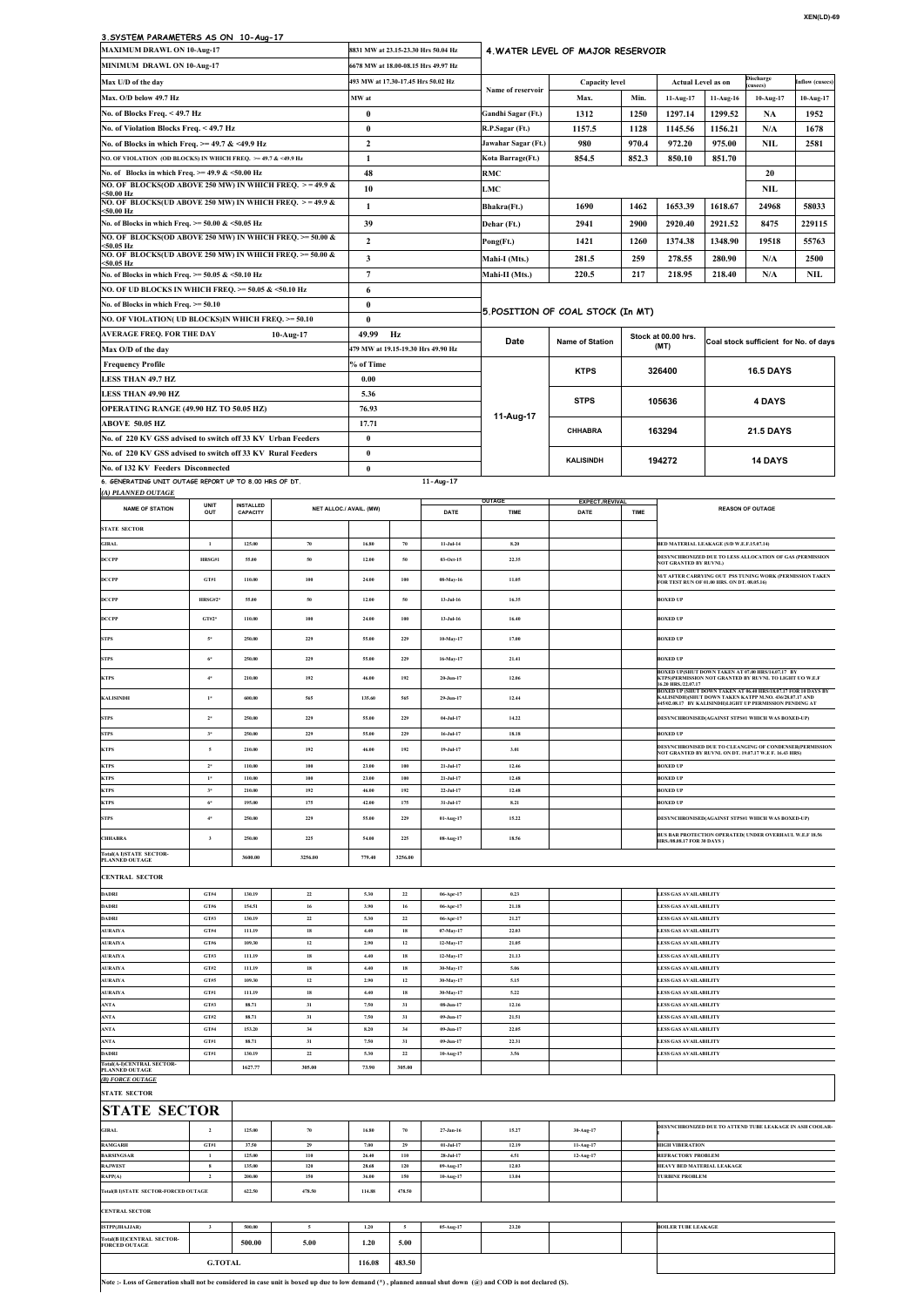XEN(LD)-69

## 3. SYSTEM PARAMETERS AS ON 10-Aug-17

| | |
|---|---|
| MAXIMUM DRAWL ON 10-Aug-17 | 8831 MW at 23.15-23.30 Hrs 50.04 Hz |
| MINIMUM DRAWL ON 10-Aug-17 | 6678 MW at 18.00-18.15 Hrs 49.97 Hz |
| Max U/D of the day | 493 MW at 17.30-17.45 Hrs 50.02 Hz |
| Max. O/D below 49.7 Hz | MW at |
| No. of Blocks Freq. < 49.7 Hz | 0 |
| No. of Violation Blocks Freq. < 49.7 Hz | 0 |
| No. of Blocks in which Freq. >= 49.7 & <49.9 Hz | 2 |
| NO. OF VIOLATION (OD BLOCKS) IN WHICH FREQ. >= 49.7 & <49.9 Hz | 1 |
| No. of Blocks in which Freq. >= 49.9 & <50.00 Hz | 48 |
| NO. OF BLOCKS(OD ABOVE 250 MW) IN WHICH FREQ. >= 49.9 & <50.00 Hz | 10 |
| NO. OF BLOCKS(UD ABOVE 250 MW) IN WHICH FREQ. >= 49.9 & <50.00 Hz | 1 |
| No. of Blocks in which Freq. >= 50.00 & <50.05 Hz | 39 |
| NO. OF BLOCKS(OD ABOVE 250 MW) IN WHICH FREQ. >= 50.00 & <50.05 Hz | 2 |
| NO. OF BLOCKS(UD ABOVE 250 MW) IN WHICH FREQ. >= 50.00 & <50.05 Hz | 3 |
| No. of Blocks in which Freq. >= 50.05 & <50.10 Hz | 7 |
| NO. OF UD BLOCKS IN WHICH FREQ. >= 50.05 & <50.10 Hz | 6 |
| No. of Blocks in which Freq. >= 50.10 | 0 |
| NO. OF VIOLATION( UD BLOCKS)IN WHICH FREQ. >= 50.10 | 0 |
| AVERAGE FREQ. FOR THE DAY 10-Aug-17 | 49.99 Hz |
| Max O/D of the day | 479 MW at 19.15-19.30 Hrs 49.90 Hz |
| Frequency Profile | % of Time |
| LESS THAN 49.7 HZ | 0.00 |
| LESS THAN 49.90 HZ | 5.36 |
| OPERATING RANGE (49.90 HZ TO 50.05 HZ) | 76.93 |
| ABOVE 50.05 HZ | 17.71 |
| No. of 220 KV GSS advised to switch off 33 KV Urban Feeders | 0 |
| No. of 220 KV GSS advised to switch off 33 KV Rural Feeders | 0 |
| No. of 132 KV Feeders Disconnected | 0 |

## 4. WATER LEVEL OF MAJOR RESERVOIR

| Name of reservoir | Capacity level | | Actual Level as on | | Discharge (cusecs) | Inflow (cusecs) |
|---|---|---|---|---|---|---|
| | Max. | Min. | 11-Aug-17 | 11-Aug-16 | 10-Aug-17 | 10-Aug-17 |
| Gandhi Sagar (Ft.) | 1312 | 1250 | 1297.14 | 1299.52 | NA | 1952 |
| R.P.Sagar (Ft.) | 1157.5 | 1128 | 1145.56 | 1156.21 | N/A | 1678 |
| Jawahar Sagar (Ft.) | 980 | 970.4 | 972.20 | 975.00 | NIL | 2581 |
| Kota Barrage(Ft.) | 854.5 | 852.3 | 850.10 | 851.70 | | |
| RMC | | | | | 20 | |
| LMC | | | | | NIL | |
| Bhakra(Ft.) | 1690 | 1462 | 1653.39 | 1618.67 | 24968 | 58033 |
| Dehar (Ft.) | 2941 | 2900 | 2920.40 | 2921.52 | 8475 | 229115 |
| Pong(Ft.) | 1421 | 1260 | 1374.38 | 1348.90 | 19518 | 55763 |
| Mahi-I (Mts.) | 281.5 | 259 | 278.55 | 280.90 | N/A | 2500 |
| Mahi-II (Mts.) | 220.5 | 217 | 218.95 | 218.40 | N/A | NIL |

## 5. POSITION OF COAL STOCK (In MT)

| Date | Name of Station | Stock at 00.00 hrs. (MT) | Coal stock sufficient for No. of days |
|---|---|---|---|
| 11-Aug-17 | KTPS | 326400 | 16.5 DAYS |
| | STPS | 105636 | 4 DAYS |
| | CHHABRA | 163294 | 21.5 DAYS |
| | KALISINDH | 194272 | 14 DAYS |

## 6. GENERATING UNIT OUTAGE REPORT UP TO 8.00 HRS OF DT. 11-Aug-17

### (A) PLANNED OUTAGE

| NAME OF STATION | UNIT OUT | INSTALLED CAPACITY | NET ALLOC./ AVAIL. (MW) | | | OUTAGE DATE | OUTAGE TIME | EXPECT./REVIVAL DATE | EXPECT./REVIVAL TIME | REASON OF OUTAGE |
|---|---|---|---|---|---|---|---|---|---|---|
| **STATE SECTOR** | | | | | | | | | | |
| GIRAL | 1 | 125.00 | 70 | 16.80 | 70 | 11-Jul-14 | 8.20 | | | BED MATERIAL LEAKAGE (S/D W.E.F.15.07.14) |
| DCCPP | HRSG#1 | 55.00 | 50 | 12.00 | 50 | 03-Oct-15 | 22.35 | | | DESYNCHRONIZED DUE TO LESS ALLOCATION OF GAS (PERMISSION NOT GRANTED BY RUVNL) |
| DCCPP | GT#1 | 110.00 | 100 | 24.00 | 100 | 08-May-16 | 11.05 | | | S/T AFTER CARRYING OUT PSS TUNING WORK (PERMISSION TAKEN FOR TEST RUN OF 01.00 HRS. ON DT. 08.05.16) |
| DCCPP | HRSG#2* | 55.00 | 50 | 12.00 | 50 | 13-Jul-16 | 16.35 | | | BOXED UP |
| DCCPP | GT#2* | 110.00 | 100 | 24.00 | 100 | 13-Jul-16 | 16.40 | | | BOXED UP |
| STPS | 5* | 250.00 | 229 | 55.00 | 229 | 10-May-17 | 17.00 | | | BOXED UP |
| STPS | 6* | 250.00 | 229 | 55.00 | 229 | 16-May-17 | 21.41 | | | BOXED UP |
| KTPS | 4* | 210.00 | 192 | 46.00 | 192 | 20-Jun-17 | 12.06 | | | BOXED UP(SHUT DOWN TAKEN AT 07.00 HRS/14.07.17 BY KTPS)PERMISSION NOT GRANTED BY RUVNL TO LIGHT UO W.E.F 16.20 HRS./22.07.17 |
| KALISINDH | 1* | 600.00 | 565 | 135.60 | 565 | 29-Jun-17 | 12.44 | | | BOXED UP (SHUT DOWN TAKEN AT 06.40 HRS/18.07.17 FOR 10 DAYS BY KALISINDH)(SHUT DOWN TAKEN KATPP M.NO. 436/28.07.17 AND 445/02.08.17 BY KALISINDH)LIGHT UP PERMISSION PENDING AT |
| STPS | 2* | 250.00 | 229 | 55.00 | 229 | 04-Jul-17 | 14.22 | | | DESYNCHRONISED(AGAINST STPS#1 WHICH WAS BOXED-UP) |
| STPS | 3* | 250.00 | 229 | 55.00 | 229 | 16-Jul-17 | 18.18 | | | BOXED UP |
| KTPS | 5 | 210.00 | 192 | 46.00 | 192 | 19-Jul-17 | 3.01 | | | DESYNCHRONISED DUE TO CLEANGING OF CONDENSER(PERMISSION NOT GRANTED BY RUVNL ON DT. 19.07.17 W.E.F. 16.43 HRS) |
| KTPS | 2* | 110.00 | 100 | 23.00 | 100 | 21-Jul-17 | 12.46 | | | BOXED UP |
| KTPS | 1* | 110.00 | 100 | 23.00 | 100 | 21-Jul-17 | 12.48 | | | BOXED UP |
| KTPS | 3* | 210.00 | 192 | 46.00 | 192 | 22-Jul-17 | 12.48 | | | BOXED UP |
| KTPS | 6* | 195.00 | 175 | 42.00 | 175 | 31-Jul-17 | 8.21 | | | BOXED UP |
| STPS | 4* | 250.00 | 229 | 55.00 | 229 | 01-Aug-17 | 15.22 | | | DESYNCHRONISED(AGAINST STPS#1 WHICH WAS BOXED-UP) |
| CHHABRA | 3 | 250.00 | 225 | 54.00 | 225 | 08-Aug-17 | 18.56 | | | BUS BAR PROTECTION OPERATED( UNDER OVERHAUL W.E.F 18.56 HRS./08.08.17 FOR 30 DAYS ) |
| Total(A I)STATE SECTOR-PLANNED OUTAGE | | 3600.00 | 3256.00 | 779.40 | 3256.00 | | | | | |
| **CENTRAL SECTOR** | | | | | | | | | | |
| DADRI | GT#4 | 130.19 | 22 | 5.30 | 22 | 06-Apr-17 | 0.23 | | | LESS GAS AVAILABILITY |
| DADRI | GT#6 | 154.51 | 16 | 3.90 | 16 | 06-Apr-17 | 21.18 | | | LESS GAS AVAILABILITY |
| DADRI | GT#3 | 130.19 | 22 | 5.30 | 22 | 06-Apr-17 | 21.27 | | | LESS GAS AVAILABILITY |
| AURAIYA | GT#4 | 111.19 | 18 | 4.40 | 18 | 07-May-17 | 22.03 | | | LESS GAS AVAILABILITY |
| AURAIYA | GT#6 | 109.30 | 12 | 2.90 | 12 | 12-May-17 | 21.05 | | | LESS GAS AVAILABILITY |
| AURAIYA | GT#3 | 111.19 | 18 | 4.40 | 18 | 12-May-17 | 21.13 | | | LESS GAS AVAILABILITY |
| AURAIYA | GT#2 | 111.19 | 18 | 4.40 | 18 | 30-May-17 | 5.06 | | | LESS GAS AVAILABILITY |
| AURAIYA | GT#5 | 109.30 | 12 | 2.90 | 12 | 30-May-17 | 5.15 | | | LESS GAS AVAILABILITY |
| AURAIYA | GT#1 | 111.19 | 18 | 4.40 | 18 | 30-May-17 | 5.22 | | | LESS GAS AVAILABILITY |
| ANTA | GT#3 | 88.71 | 31 | 7.50 | 31 | 08-Jun-17 | 12.16 | | | LESS GAS AVAILABILITY |
| ANTA | GT#2 | 88.71 | 31 | 7.50 | 31 | 09-Jun-17 | 21.51 | | | LESS GAS AVAILABILITY |
| ANTA | GT#4 | 153.20 | 34 | 8.20 | 34 | 09-Jun-17 | 22.05 | | | LESS GAS AVAILABILITY |
| ANTA | GT#1 | 88.71 | 31 | 7.50 | 31 | 09-Jun-17 | 22.31 | | | LESS GAS AVAILABILITY |
| DADRI | GT#1 | 130.19 | 22 | 5.30 | 22 | 10-Aug-17 | 3.56 | | | LESS GAS AVAILABILITY |
| Total(A-I)CENTRAL SECTOR-PLANNED OUTAGE | | 1627.77 | 305.00 | 73.90 | 305.00 | | | | | |

### (B) FORCED OUTAGE

| NAME OF STATION | UNIT OUT | INSTALLED CAPACITY | NET ALLOC./ AVAIL. (MW) | | | OUTAGE DATE | OUTAGE TIME | EXPECT./REVIVAL DATE | EXPECT./REVIVAL TIME | REASON OF OUTAGE |
|---|---|---|---|---|---|---|---|---|---|---|
| **STATE SECTOR** | | | | | | | | | | |
| GIRAL | 2 | 125.00 | 70 | 16.80 | 70 | 27-Jan-16 | 15.27 | 30-Aug-17 | | DESYNCHRONIZED DUE TO ATTEND TUBE LEAKAGE IN ASH COOLAR-1 |
| RAMGARH | GT#1 | 37.50 | 29 | 7.00 | 29 | 01-Jul-17 | 12.19 | 11-Aug-17 | | HIGH VIBERATION |
| BARSINGSAR | 1 | 125.00 | 110 | 26.40 | 110 | 28-Jul-17 | 4.51 | 12-Aug-17 | | REFRACTORY PROBLEM |
| RAJWEST | 8 | 135.00 | 120 | 28.68 | 120 | 09-Aug-17 | 12.03 | | | HEAVY BED MATERIAL LEAKAGE |
| RAPP(A) | 2 | 200.00 | 150 | 36.00 | 150 | 10-Aug-17 | 13.04 | | | TURBINE PROBLEM |
| Total(B I)STATE SECTOR-FORCED OUTAGE | | 622.50 | 478.50 | 114.88 | 478.50 | | | | | |
| **CENTRAL SECTOR** | | | | | | | | | | |
| ISTPP(JHAJJAR) | 3 | 500.00 | 5 | 1.20 | 5 | 05-Aug-17 | 23.20 | | | BOILER TUBE LEAKAGE |
| Total(B II)CENTRAL SECTOR-FORCED OUTAGE | | 500.00 | 5.00 | 1.20 | 5.00 | | | | | |
| G.TOTAL | | | | 116.08 | 483.50 | | | | | |

Note :- Loss of Generation shall not be considered in case unit is boxed up due to low demand (*) , planned annual shut down (@) and COD is not declared ($).